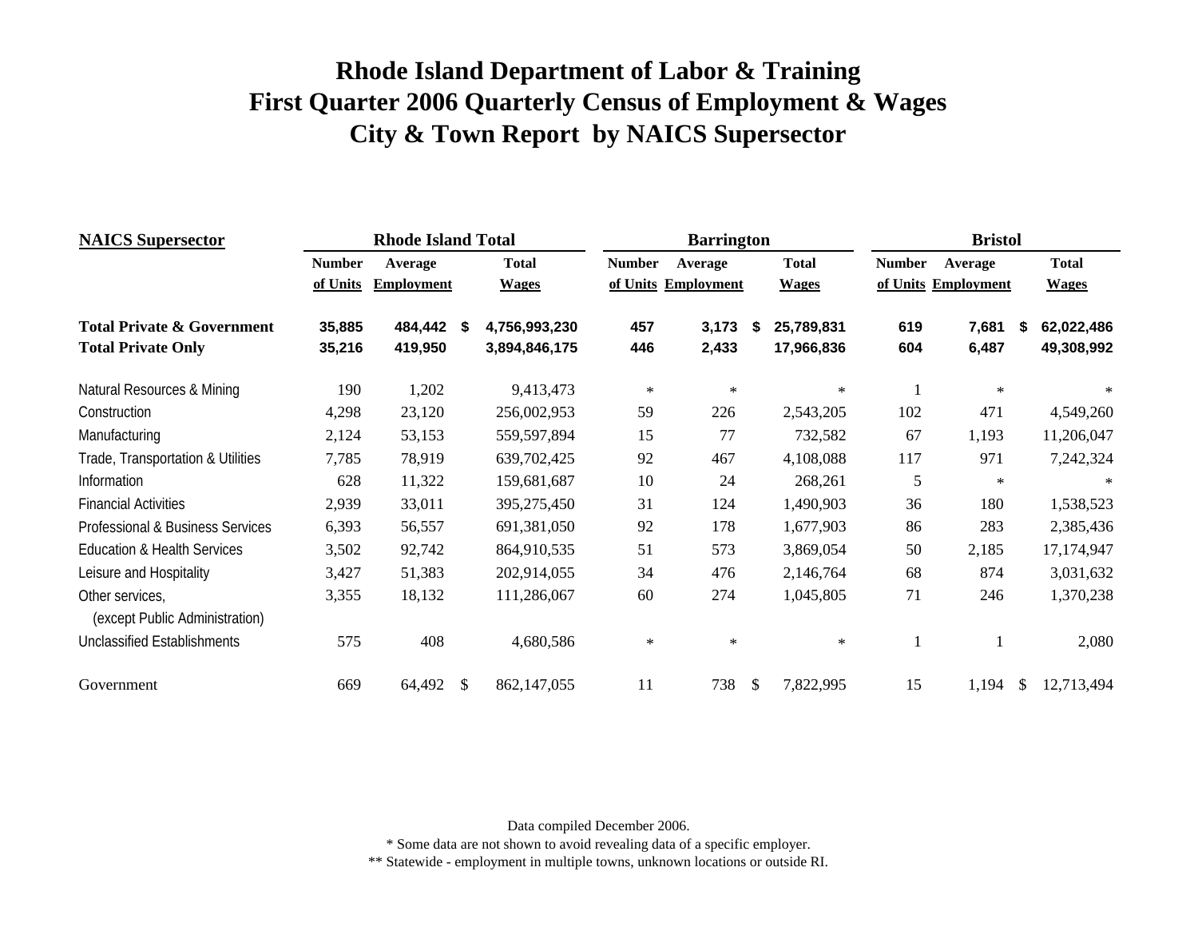# Rhode Island Department of Labor & Training
# First Quarter 2006 Quarterly Census of Employment & Wages
# City & Town Report by NAICS Supersector

| NAICS Supersector | Rhode Island Total | | | Barrington | | | Bristol | | |
|---|---|---|---|---|---|---|---|---|---|
| | Number of Units | Average Employment | Total Wages | Number of Units | Average Employment | Total Wages | Number of Units | Average Employment | Total Wages |
| **Total Private & Government** | **35,885** | **484,442** | **$ 4,756,993,230** | **457** | **3,173** | **$ 25,789,831** | **619** | **7,681** | **$ 62,022,486** |
| **Total Private Only** | **35,216** | **419,950** | **3,894,846,175** | **446** | **2,433** | **17,966,836** | **604** | **6,487** | **49,308,992** |
| Natural Resources & Mining | 190 | 1,202 | 9,413,473 | * | * | * | 1 | * | * |
| Construction | 4,298 | 23,120 | 256,002,953 | 59 | 226 | 2,543,205 | 102 | 471 | 4,549,260 |
| Manufacturing | 2,124 | 53,153 | 559,597,894 | 15 | 77 | 732,582 | 67 | 1,193 | 11,206,047 |
| Trade, Transportation & Utilities | 7,785 | 78,919 | 639,702,425 | 92 | 467 | 4,108,088 | 117 | 971 | 7,242,324 |
| Information | 628 | 11,322 | 159,681,687 | 10 | 24 | 268,261 | 5 | * | * |
| Financial Activities | 2,939 | 33,011 | 395,275,450 | 31 | 124 | 1,490,903 | 36 | 180 | 1,538,523 |
| Professional & Business Services | 6,393 | 56,557 | 691,381,050 | 92 | 178 | 1,677,903 | 86 | 283 | 2,385,436 |
| Education & Health Services | 3,502 | 92,742 | 864,910,535 | 51 | 573 | 3,869,054 | 50 | 2,185 | 17,174,947 |
| Leisure and Hospitality | 3,427 | 51,383 | 202,914,055 | 34 | 476 | 2,146,764 | 68 | 874 | 3,031,632 |
| Other services, (except Public Administration) | 3,355 | 18,132 | 111,286,067 | 60 | 274 | 1,045,805 | 71 | 246 | 1,370,238 |
| Unclassified Establishments | 575 | 408 | 4,680,586 | * | * | * | 1 | 1 | 2,080 |
| Government | 669 | 64,492 | $ 862,147,055 | 11 | 738 | $ 7,822,995 | 15 | 1,194 | $ 12,713,494 |

Data compiled December 2006.

* Some data are not shown to avoid revealing data of a specific employer.

** Statewide - employment in multiple towns, unknown locations or outside RI.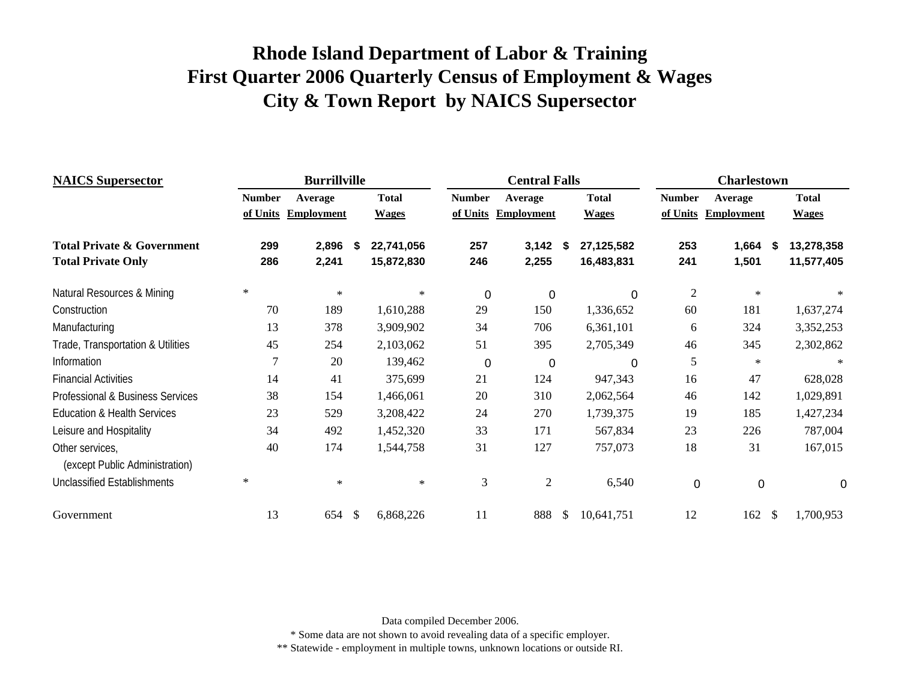# Rhode Island Department of Labor & Training
# First Quarter 2006 Quarterly Census of Employment & Wages
# City & Town Report by NAICS Supersector

| NAICS Supersector | Burrillville | | | Central Falls | | | Charlestown | | |
|---|---|---|---|---|---|---|---|---|---|
| | Number of Units | Average Employment | Total Wages | Number of Units | Average Employment | Total Wages | Number of Units | Average Employment | Total Wages |
| **Total Private & Government** | **299** | **2,896** | **$ 22,741,056** | **257** | **3,142** | **$ 27,125,582** | **253** | **1,664** | **$ 13,278,358** |
| **Total Private Only** | **286** | **2,241** | **15,872,830** | **246** | **2,255** | **16,483,831** | **241** | **1,501** | **11,577,405** |
| Natural Resources & Mining | * | * | * | 0 | 0 | 0 | 2 | * | * |
| Construction | 70 | 189 | 1,610,288 | 29 | 150 | 1,336,652 | 60 | 181 | 1,637,274 |
| Manufacturing | 13 | 378 | 3,909,902 | 34 | 706 | 6,361,101 | 6 | 324 | 3,352,253 |
| Trade, Transportation & Utilities | 45 | 254 | 2,103,062 | 51 | 395 | 2,705,349 | 46 | 345 | 2,302,862 |
| Information | 7 | 20 | 139,462 | 0 | 0 | 0 | 5 | * | * |
| Financial Activities | 14 | 41 | 375,699 | 21 | 124 | 947,343 | 16 | 47 | 628,028 |
| Professional & Business Services | 38 | 154 | 1,466,061 | 20 | 310 | 2,062,564 | 46 | 142 | 1,029,891 |
| Education & Health Services | 23 | 529 | 3,208,422 | 24 | 270 | 1,739,375 | 19 | 185 | 1,427,234 |
| Leisure and Hospitality | 34 | 492 | 1,452,320 | 33 | 171 | 567,834 | 23 | 226 | 787,004 |
| Other services, (except Public Administration) | 40 | 174 | 1,544,758 | 31 | 127 | 757,073 | 18 | 31 | 167,015 |
| Unclassified Establishments | * | * | * | 3 | 2 | 6,540 | 0 | 0 | 0 |
| Government | 13 | 654 | $ 6,868,226 | 11 | 888 | $ 10,641,751 | 12 | 162 | $ 1,700,953 |

Data compiled December 2006.

* Some data are not shown to avoid revealing data of a specific employer.

** Statewide - employment in multiple towns, unknown locations or outside RI.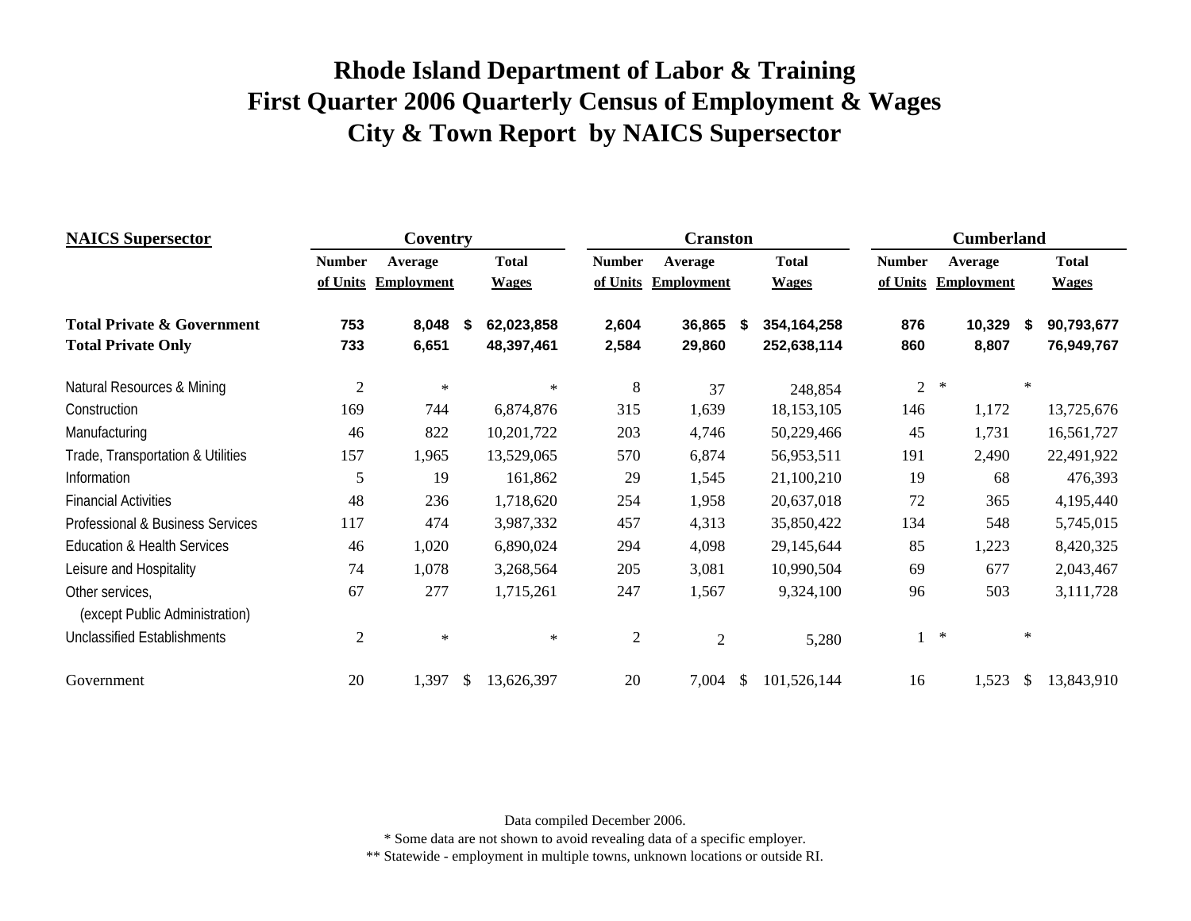# Rhode Island Department of Labor & Training
# First Quarter 2006 Quarterly Census of Employment & Wages
# City & Town Report by NAICS Supersector

| NAICS Supersector | Coventry | | | Cranston | | | Cumberland | | |
|---|---|---|---|---|---|---|---|---|---|
| | Number of Units | Average Employment | Total Wages | Number of Units | Average Employment | Total Wages | Number of Units | Average Employment | Total Wages |
| **Total Private & Government** | **753** | **8,048** | **$ 62,023,858** | **2,604** | **36,865** | **$ 354,164,258** | **876** | **10,329** | **$ 90,793,677** |
| **Total Private Only** | **733** | **6,651** | **48,397,461** | **2,584** | **29,860** | **252,638,114** | **860** | **8,807** | **76,949,767** |
| Natural Resources & Mining | 2 | * | * | 8 | 37 | 248,854 | 2 | * | * |
| Construction | 169 | 744 | 6,874,876 | 315 | 1,639 | 18,153,105 | 146 | 1,172 | 13,725,676 |
| Manufacturing | 46 | 822 | 10,201,722 | 203 | 4,746 | 50,229,466 | 45 | 1,731 | 16,561,727 |
| Trade, Transportation & Utilities | 157 | 1,965 | 13,529,065 | 570 | 6,874 | 56,953,511 | 191 | 2,490 | 22,491,922 |
| Information | 5 | 19 | 161,862 | 29 | 1,545 | 21,100,210 | 19 | 68 | 476,393 |
| Financial Activities | 48 | 236 | 1,718,620 | 254 | 1,958 | 20,637,018 | 72 | 365 | 4,195,440 |
| Professional & Business Services | 117 | 474 | 3,987,332 | 457 | 4,313 | 35,850,422 | 134 | 548 | 5,745,015 |
| Education & Health Services | 46 | 1,020 | 6,890,024 | 294 | 4,098 | 29,145,644 | 85 | 1,223 | 8,420,325 |
| Leisure and Hospitality | 74 | 1,078 | 3,268,564 | 205 | 3,081 | 10,990,504 | 69 | 677 | 2,043,467 |
| Other services, (except Public Administration) | 67 | 277 | 1,715,261 | 247 | 1,567 | 9,324,100 | 96 | 503 | 3,111,728 |
| Unclassified Establishments | 2 | * | * | 2 | 2 | 5,280 | 1 | * | * |
| Government | 20 | 1,397 | $ 13,626,397 | 20 | 7,004 | $ 101,526,144 | 16 | 1,523 | $ 13,843,910 |

Data compiled December 2006.

* Some data are not shown to avoid revealing data of a specific employer.

** Statewide - employment in multiple towns, unknown locations or outside RI.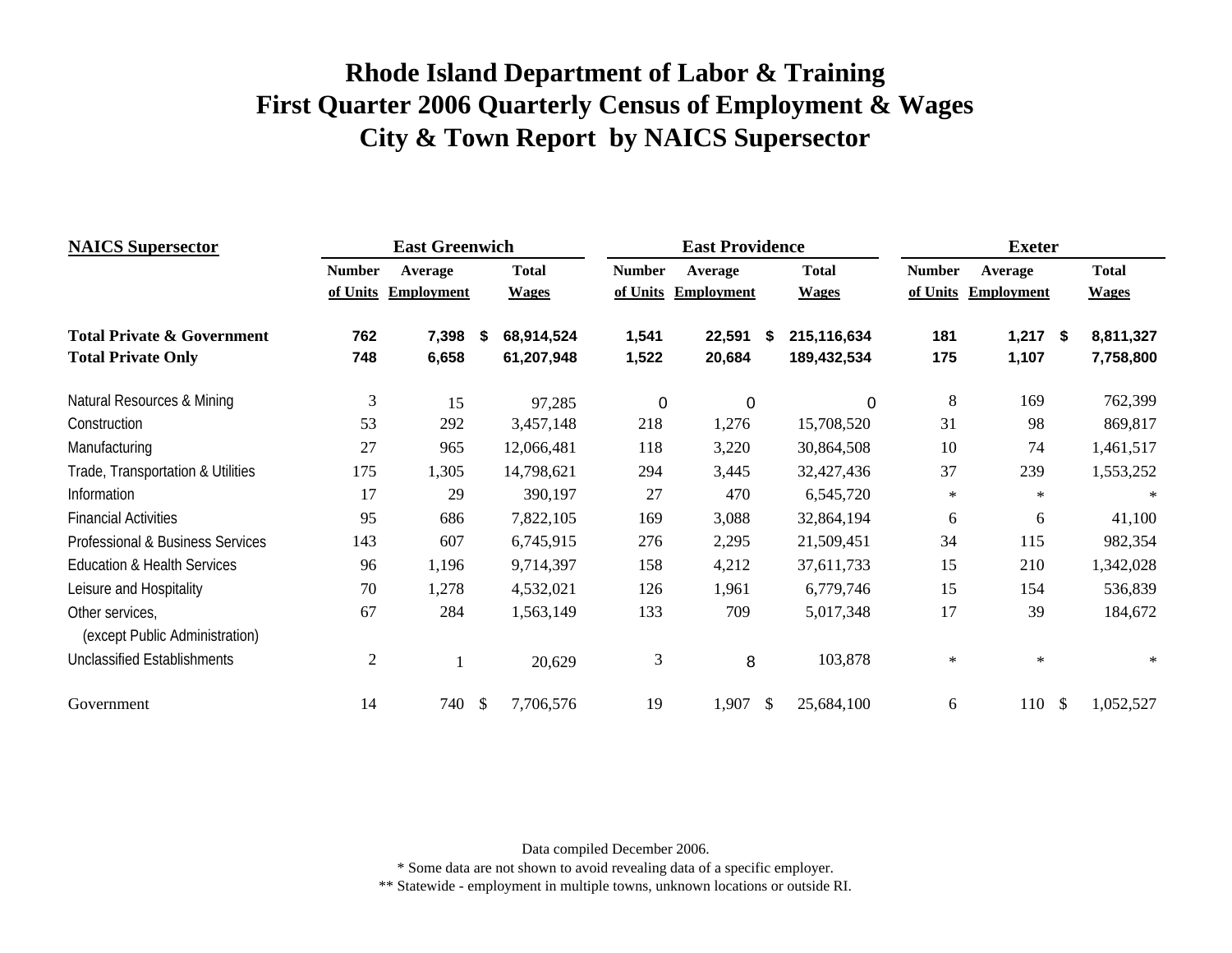# Rhode Island Department of Labor & Training
# First Quarter 2006 Quarterly Census of Employment & Wages
# City & Town Report by NAICS Supersector

| NAICS Supersector | East Greenwich | | | East Providence | | | Exeter | | |
|---|---|---|---|---|---|---|---|---|---|
| | Number of Units | Average Employment | Total Wages | Number of Units | Average Employment | Total Wages | Number of Units | Average Employment | Total Wages |
| **Total Private & Government** | **762** | **7,398** | **$ 68,914,524** | **1,541** | **22,591** | **$ 215,116,634** | **181** | **1,217** | **$ 8,811,327** |
| **Total Private Only** | **748** | **6,658** | **61,207,948** | **1,522** | **20,684** | **189,432,534** | **175** | **1,107** | **7,758,800** |
| Natural Resources & Mining | 3 | 15 | 97,285 | 0 | 0 | 0 | 8 | 169 | 762,399 |
| Construction | 53 | 292 | 3,457,148 | 218 | 1,276 | 15,708,520 | 31 | 98 | 869,817 |
| Manufacturing | 27 | 965 | 12,066,481 | 118 | 3,220 | 30,864,508 | 10 | 74 | 1,461,517 |
| Trade, Transportation & Utilities | 175 | 1,305 | 14,798,621 | 294 | 3,445 | 32,427,436 | 37 | 239 | 1,553,252 |
| Information | 17 | 29 | 390,197 | 27 | 470 | 6,545,720 | * | * | * |
| Financial Activities | 95 | 686 | 7,822,105 | 169 | 3,088 | 32,864,194 | 6 | 6 | 41,100 |
| Professional & Business Services | 143 | 607 | 6,745,915 | 276 | 2,295 | 21,509,451 | 34 | 115 | 982,354 |
| Education & Health Services | 96 | 1,196 | 9,714,397 | 158 | 4,212 | 37,611,733 | 15 | 210 | 1,342,028 |
| Leisure and Hospitality | 70 | 1,278 | 4,532,021 | 126 | 1,961 | 6,779,746 | 15 | 154 | 536,839 |
| Other services, (except Public Administration) | 67 | 284 | 1,563,149 | 133 | 709 | 5,017,348 | 17 | 39 | 184,672 |
| Unclassified Establishments | 2 | 1 | 20,629 | 3 | 8 | 103,878 | * | * | * |
| Government | 14 | 740 | $ 7,706,576 | 19 | 1,907 | $ 25,684,100 | 6 | 110 | $ 1,052,527 |

Data compiled December 2006.

* Some data are not shown to avoid revealing data of a specific employer.

** Statewide - employment in multiple towns, unknown locations or outside RI.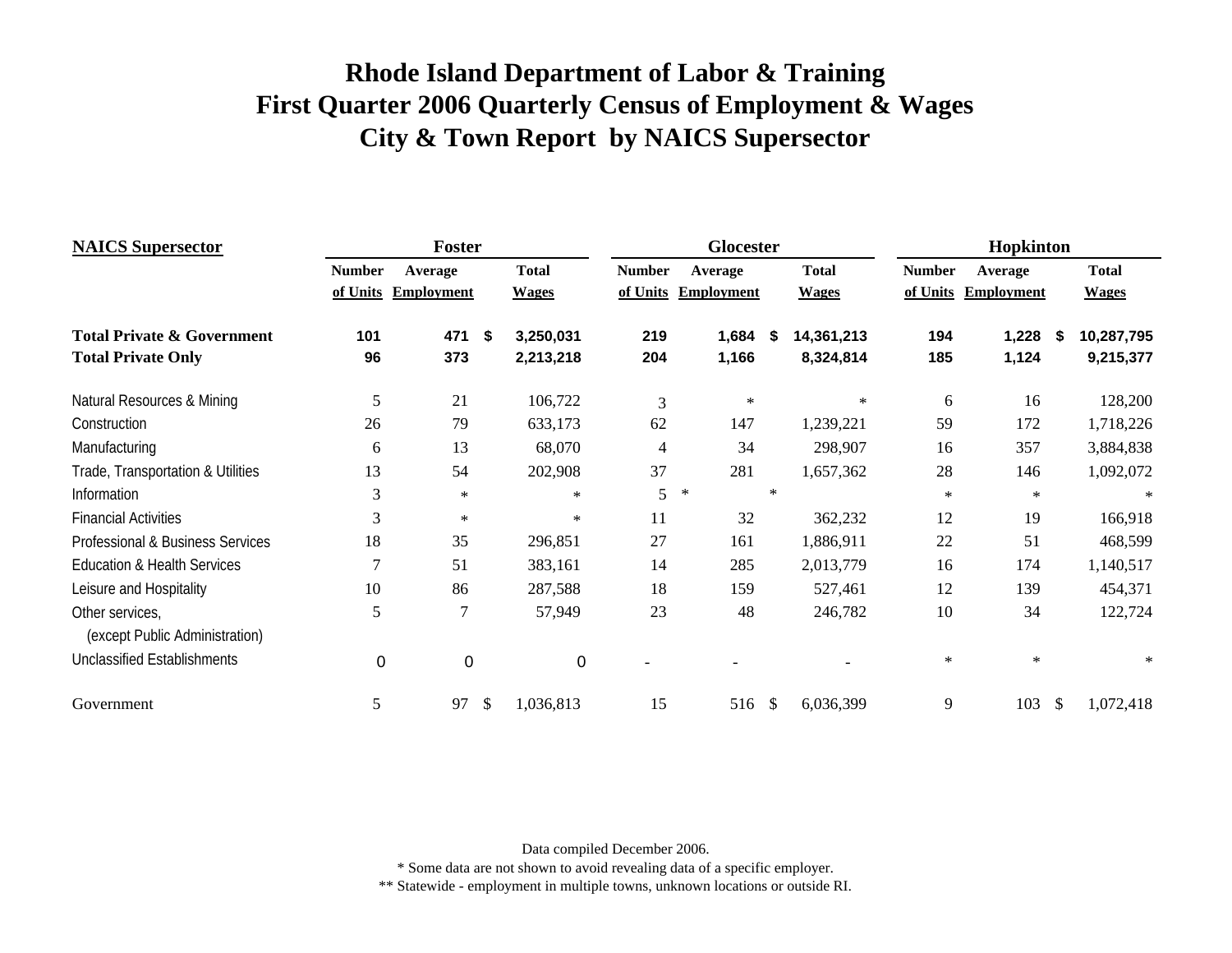# Rhode Island Department of Labor & Training
# First Quarter 2006 Quarterly Census of Employment & Wages
# City & Town Report by NAICS Supersector

| NAICS Supersector | Foster | | | Glocester | | | Hopkinton | | |
|---|---|---|---|---|---|---|---|---|---|
| | Number of Units | Average Employment | Total Wages | Number of Units | Average Employment | Total Wages | Number of Units | Average Employment | Total Wages |
| **Total Private & Government** | **101** | **471** | **$ 3,250,031** | **219** | **1,684** | **$ 14,361,213** | **194** | **1,228** | **$ 10,287,795** |
| **Total Private Only** | **96** | **373** | **2,213,218** | **204** | **1,166** | **8,324,814** | **185** | **1,124** | **9,215,377** |
| Natural Resources & Mining | 5 | 21 | 106,722 | 3 | * | * | 6 | 16 | 128,200 |
| Construction | 26 | 79 | 633,173 | 62 | 147 | 1,239,221 | 59 | 172 | 1,718,226 |
| Manufacturing | 6 | 13 | 68,070 | 4 | 34 | 298,907 | 16 | 357 | 3,884,838 |
| Trade, Transportation & Utilities | 13 | 54 | 202,908 | 37 | 281 | 1,657,362 | 28 | 146 | 1,092,072 |
| Information | 3 | * | * | 5 | * | * | * | * | * |
| Financial Activities | 3 | * | * | 11 | 32 | 362,232 | 12 | 19 | 166,918 |
| Professional & Business Services | 18 | 35 | 296,851 | 27 | 161 | 1,886,911 | 22 | 51 | 468,599 |
| Education & Health Services | 7 | 51 | 383,161 | 14 | 285 | 2,013,779 | 16 | 174 | 1,140,517 |
| Leisure and Hospitality | 10 | 86 | 287,588 | 18 | 159 | 527,461 | 12 | 139 | 454,371 |
| Other services, (except Public Administration) | 5 | 7 | 57,949 | 23 | 48 | 246,782 | 10 | 34 | 122,724 |
| Unclassified Establishments | 0 | 0 | 0 | - | - | - | * | * | * |
| Government | 5 | 97 | $ 1,036,813 | 15 | 516 | $ 6,036,399 | 9 | 103 | $ 1,072,418 |

Data compiled December 2006.

\* Some data are not shown to avoid revealing data of a specific employer.

\*\* Statewide - employment in multiple towns, unknown locations or outside RI.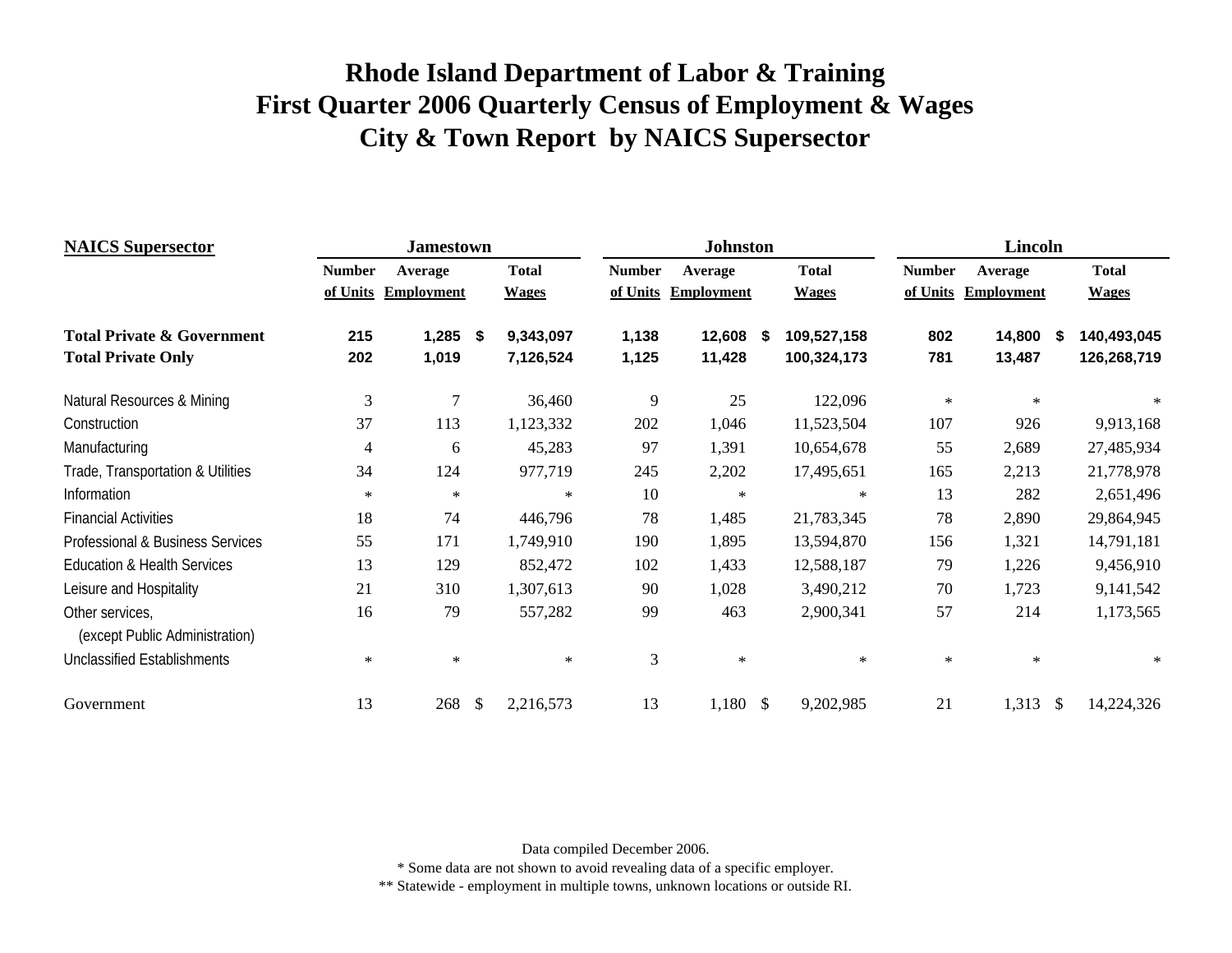# Rhode Island Department of Labor & Training
# First Quarter 2006 Quarterly Census of Employment & Wages
# City & Town Report by NAICS Supersector

| NAICS Supersector | Jamestown | | | Johnston | | | Lincoln | | |
|---|---|---|---|---|---|---|---|---|---|
| | Number of Units | Average Employment | Total Wages | Number of Units | Average Employment | Total Wages | Number of Units | Average Employment | Total Wages |
| **Total Private & Government** | **215** | **1,285** | **$ 9,343,097** | **1,138** | **12,608** | **$ 109,527,158** | **802** | **14,800** | **$ 140,493,045** |
| **Total Private Only** | **202** | **1,019** | **7,126,524** | **1,125** | **11,428** | **100,324,173** | **781** | **13,487** | **126,268,719** |
| Natural Resources & Mining | 3 | 7 | 36,460 | 9 | 25 | 122,096 | * | * | * |
| Construction | 37 | 113 | 1,123,332 | 202 | 1,046 | 11,523,504 | 107 | 926 | 9,913,168 |
| Manufacturing | 4 | 6 | 45,283 | 97 | 1,391 | 10,654,678 | 55 | 2,689 | 27,485,934 |
| Trade, Transportation & Utilities | 34 | 124 | 977,719 | 245 | 2,202 | 17,495,651 | 165 | 2,213 | 21,778,978 |
| Information | * | * | * | 10 | * | * | 13 | 282 | 2,651,496 |
| Financial Activities | 18 | 74 | 446,796 | 78 | 1,485 | 21,783,345 | 78 | 2,890 | 29,864,945 |
| Professional & Business Services | 55 | 171 | 1,749,910 | 190 | 1,895 | 13,594,870 | 156 | 1,321 | 14,791,181 |
| Education & Health Services | 13 | 129 | 852,472 | 102 | 1,433 | 12,588,187 | 79 | 1,226 | 9,456,910 |
| Leisure and Hospitality | 21 | 310 | 1,307,613 | 90 | 1,028 | 3,490,212 | 70 | 1,723 | 9,141,542 |
| Other services, (except Public Administration) | 16 | 79 | 557,282 | 99 | 463 | 2,900,341 | 57 | 214 | 1,173,565 |
| Unclassified Establishments | * | * | * | 3 | * | * | * | * | * |
| Government | 13 | 268 | $ 2,216,573 | 13 | 1,180 | $ 9,202,985 | 21 | 1,313 | $ 14,224,326 |

Data compiled December 2006.

* Some data are not shown to avoid revealing data of a specific employer.

** Statewide - employment in multiple towns, unknown locations or outside RI.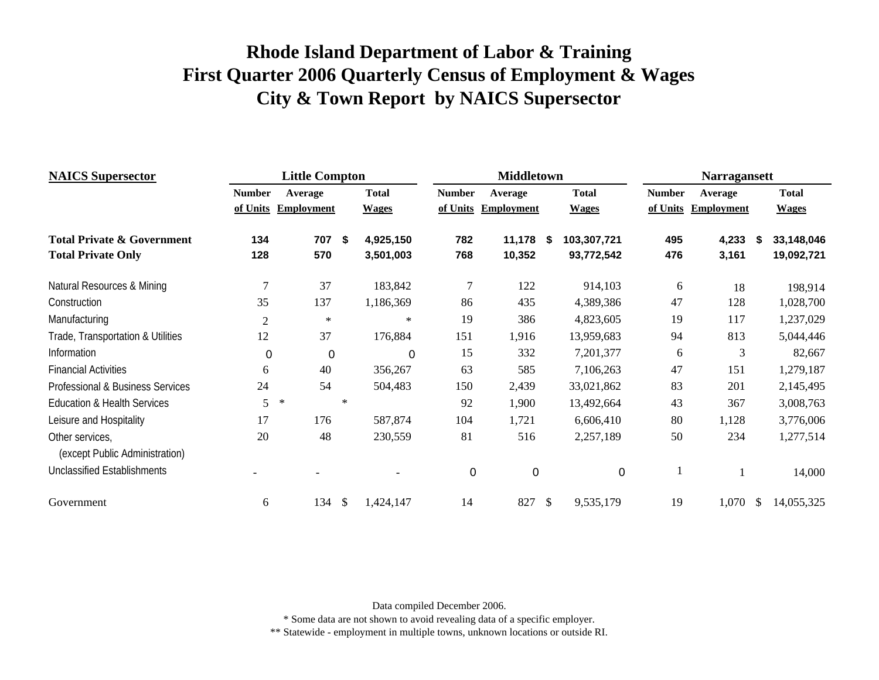# Rhode Island Department of Labor & Training
# First Quarter 2006 Quarterly Census of Employment & Wages
# City & Town Report by NAICS Supersector

| NAICS Supersector | Little Compton | | | Middletown | | | Narragansett | | |
|---|---|---|---|---|---|---|---|---|---|
| | Number of Units | Average Employment | Total Wages | Number of Units | Average Employment | Total Wages | Number of Units | Average Employment | Total Wages |
| **Total Private & Government** | **134** | **707** | **$ 4,925,150** | **782** | **11,178** | **$ 103,307,721** | **495** | **4,233** | **$ 33,148,046** |
| **Total Private Only** | **128** | **570** | **3,501,003** | **768** | **10,352** | **93,772,542** | **476** | **3,161** | **19,092,721** |
| Natural Resources & Mining | 7 | 37 | 183,842 | 7 | 122 | 914,103 | 6 | 18 | 198,914 |
| Construction | 35 | 137 | 1,186,369 | 86 | 435 | 4,389,386 | 47 | 128 | 1,028,700 |
| Manufacturing | 2 | * | * | 19 | 386 | 4,823,605 | 19 | 117 | 1,237,029 |
| Trade, Transportation & Utilities | 12 | 37 | 176,884 | 151 | 1,916 | 13,959,683 | 94 | 813 | 5,044,446 |
| Information | 0 | 0 | 0 | 15 | 332 | 7,201,377 | 6 | 3 | 82,667 |
| Financial Activities | 6 | 40 | 356,267 | 63 | 585 | 7,106,263 | 47 | 151 | 1,279,187 |
| Professional & Business Services | 24 | 54 | 504,483 | 150 | 2,439 | 33,021,862 | 83 | 201 | 2,145,495 |
| Education & Health Services | 5 | * | * | 92 | 1,900 | 13,492,664 | 43 | 367 | 3,008,763 |
| Leisure and Hospitality | 17 | 176 | 587,874 | 104 | 1,721 | 6,606,410 | 80 | 1,128 | 3,776,006 |
| Other services, (except Public Administration) | 20 | 48 | 230,559 | 81 | 516 | 2,257,189 | 50 | 234 | 1,277,514 |
| Unclassified Establishments | - | - | - | 0 | 0 | 0 | 1 | 1 | 14,000 |
| Government | 6 | 134 | $ 1,424,147 | 14 | 827 | $ 9,535,179 | 19 | 1,070 | $ 14,055,325 |

Data compiled December 2006.

* Some data are not shown to avoid revealing data of a specific employer.

** Statewide - employment in multiple towns, unknown locations or outside RI.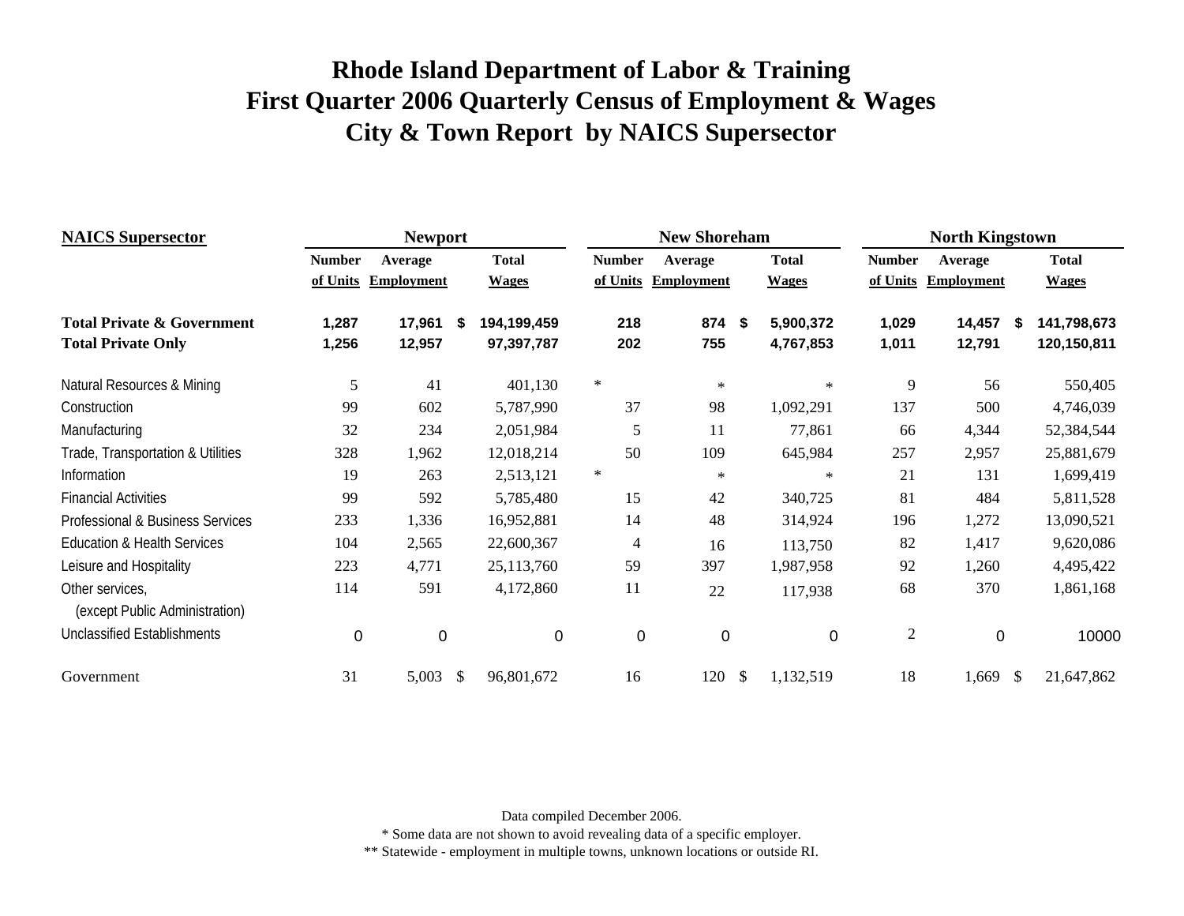# Rhode Island Department of Labor & Training
# First Quarter 2006 Quarterly Census of Employment & Wages
# City & Town Report by NAICS Supersector

| NAICS Supersector | Newport | | | New Shoreham | | | North Kingstown | | |
|---|---|---|---|---|---|---|---|---|---|
| | Number of Units | Average Employment | Total Wages | Number of Units | Average Employment | Total Wages | Number of Units | Average Employment | Total Wages |
| **Total Private & Government** | **1,287** | **17,961** | **$ 194,199,459** | **218** | **874** | **$ 5,900,372** | **1,029** | **14,457** | **$ 141,798,673** |
| **Total Private Only** | **1,256** | **12,957** | **97,397,787** | **202** | **755** | **4,767,853** | **1,011** | **12,791** | **120,150,811** |
| Natural Resources & Mining | 5 | 41 | 401,130 | * | * | * | 9 | 56 | 550,405 |
| Construction | 99 | 602 | 5,787,990 | 37 | 98 | 1,092,291 | 137 | 500 | 4,746,039 |
| Manufacturing | 32 | 234 | 2,051,984 | 5 | 11 | 77,861 | 66 | 4,344 | 52,384,544 |
| Trade, Transportation & Utilities | 328 | 1,962 | 12,018,214 | 50 | 109 | 645,984 | 257 | 2,957 | 25,881,679 |
| Information | 19 | 263 | 2,513,121 | * | * | * | 21 | 131 | 1,699,419 |
| Financial Activities | 99 | 592 | 5,785,480 | 15 | 42 | 340,725 | 81 | 484 | 5,811,528 |
| Professional & Business Services | 233 | 1,336 | 16,952,881 | 14 | 48 | 314,924 | 196 | 1,272 | 13,090,521 |
| Education & Health Services | 104 | 2,565 | 22,600,367 | 4 | 16 | 113,750 | 82 | 1,417 | 9,620,086 |
| Leisure and Hospitality | 223 | 4,771 | 25,113,760 | 59 | 397 | 1,987,958 | 92 | 1,260 | 4,495,422 |
| Other services, (except Public Administration) | 114 | 591 | 4,172,860 | 11 | 22 | 117,938 | 68 | 370 | 1,861,168 |
| Unclassified Establishments | 0 | 0 | 0 | 0 | 0 | 0 | 2 | 0 | 10000 |
| Government | 31 | 5,003 | $ 96,801,672 | 16 | 120 | $ 1,132,519 | 18 | 1,669 | $ 21,647,862 |

Data compiled December 2006.

* Some data are not shown to avoid revealing data of a specific employer.

** Statewide - employment in multiple towns, unknown locations or outside RI.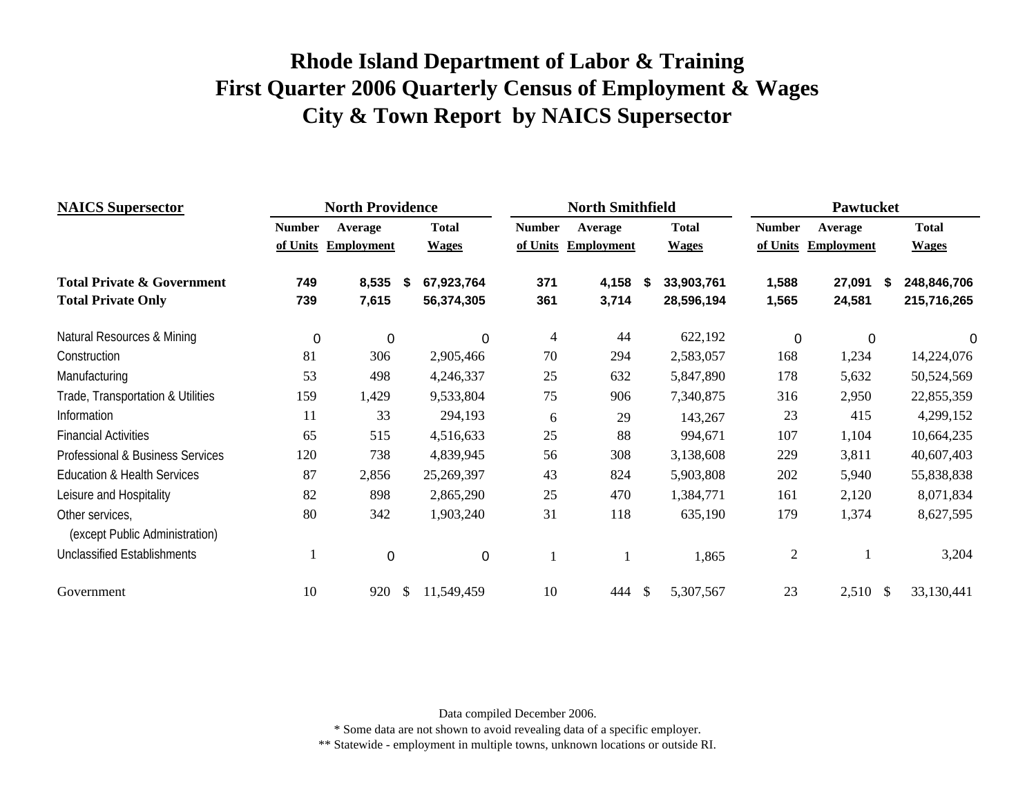# Rhode Island Department of Labor & Training
# First Quarter 2006 Quarterly Census of Employment & Wages
# City & Town Report by NAICS Supersector

| NAICS Supersector | North Providence | | | North Smithfield | | | Pawtucket | | |
|---|---|---|---|---|---|---|---|---|---|
| | Number of Units | Average Employment | Total Wages | Number of Units | Average Employment | Total Wages | Number of Units | Average Employment | Total Wages |
| **Total Private & Government** | **749** | **8,535** | **$ 67,923,764** | **371** | **4,158** | **$ 33,903,761** | **1,588** | **27,091** | **$ 248,846,706** |
| **Total Private Only** | **739** | **7,615** | **56,374,305** | **361** | **3,714** | **28,596,194** | **1,565** | **24,581** | **215,716,265** |
| Natural Resources & Mining | 0 | 0 | 0 | 4 | 44 | 622,192 | 0 | 0 | 0 |
| Construction | 81 | 306 | 2,905,466 | 70 | 294 | 2,583,057 | 168 | 1,234 | 14,224,076 |
| Manufacturing | 53 | 498 | 4,246,337 | 25 | 632 | 5,847,890 | 178 | 5,632 | 50,524,569 |
| Trade, Transportation & Utilities | 159 | 1,429 | 9,533,804 | 75 | 906 | 7,340,875 | 316 | 2,950 | 22,855,359 |
| Information | 11 | 33 | 294,193 | 6 | 29 | 143,267 | 23 | 415 | 4,299,152 |
| Financial Activities | 65 | 515 | 4,516,633 | 25 | 88 | 994,671 | 107 | 1,104 | 10,664,235 |
| Professional & Business Services | 120 | 738 | 4,839,945 | 56 | 308 | 3,138,608 | 229 | 3,811 | 40,607,403 |
| Education & Health Services | 87 | 2,856 | 25,269,397 | 43 | 824 | 5,903,808 | 202 | 5,940 | 55,838,838 |
| Leisure and Hospitality | 82 | 898 | 2,865,290 | 25 | 470 | 1,384,771 | 161 | 2,120 | 8,071,834 |
| Other services, (except Public Administration) | 80 | 342 | 1,903,240 | 31 | 118 | 635,190 | 179 | 1,374 | 8,627,595 |
| Unclassified Establishments | 1 | 0 | 0 | 1 | 1 | 1,865 | 2 | 1 | 3,204 |
| Government | 10 | 920 | $ 11,549,459 | 10 | 444 | $ 5,307,567 | 23 | 2,510 | $ 33,130,441 |

Data compiled December 2006.

\* Some data are not shown to avoid revealing data of a specific employer.

\** Statewide - employment in multiple towns, unknown locations or outside RI.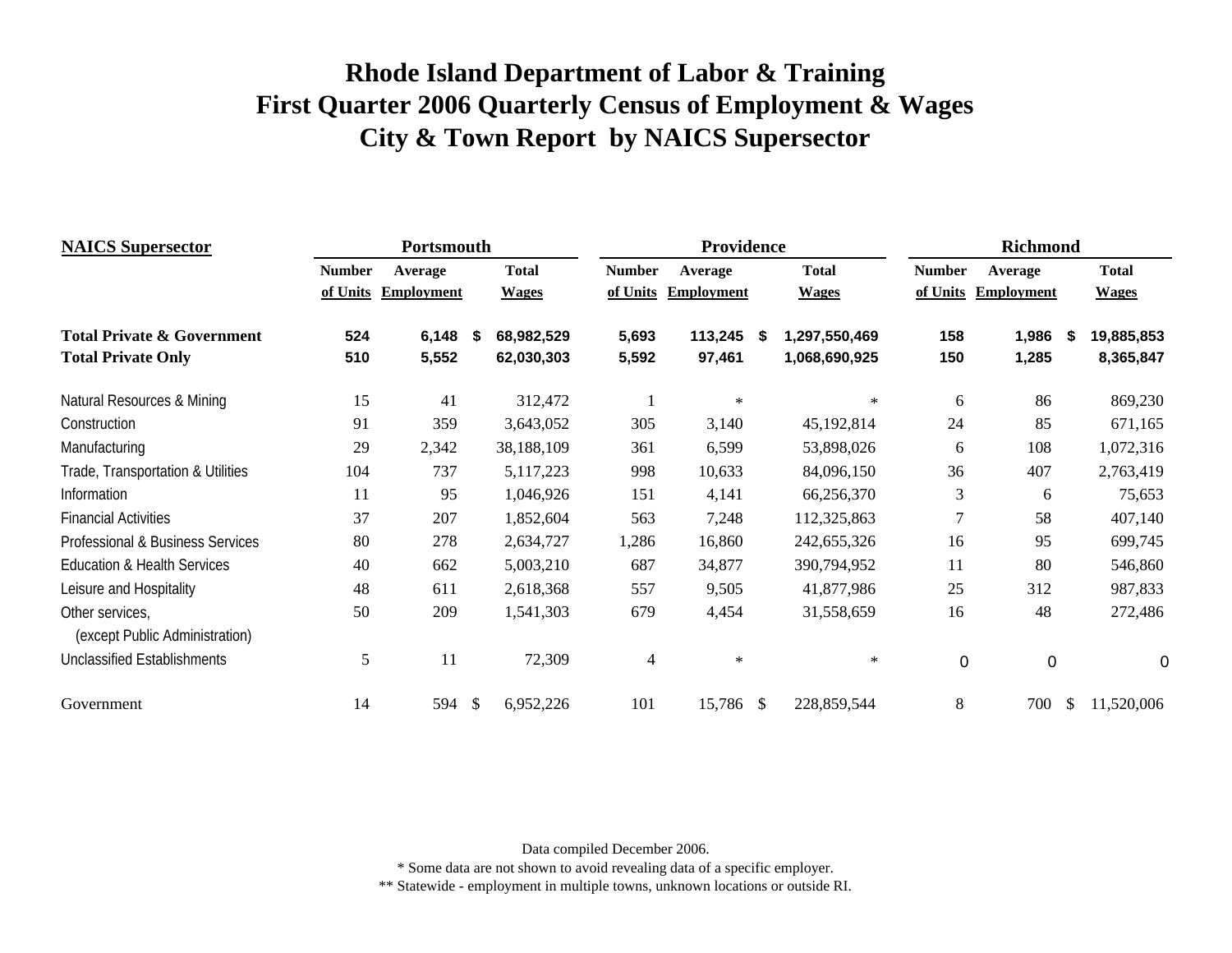# Rhode Island Department of Labor & Training
# First Quarter 2006 Quarterly Census of Employment & Wages
# City & Town Report by NAICS Supersector

| NAICS Supersector | Portsmouth | | | | Providence | | | | Richmond | | | |
|---|---|---|---|---|---|---|---|---|---|---|---|---|
| | Number of Units | Average Employment | | Total Wages | Number of Units | Average Employment | | Total Wages | Number of Units | Average Employment | | Total Wages |
| **Total Private & Government** | 524 | 6,148 | $ | 68,982,529 | 5,693 | 113,245 | $ | 1,297,550,469 | 158 | 1,986 | $ | 19,885,853 |
| **Total Private Only** | 510 | 5,552 | | 62,030,303 | 5,592 | 97,461 | | 1,068,690,925 | 150 | 1,285 | | 8,365,847 |
| Natural Resources & Mining | 15 | 41 | | 312,472 | 1 | * | | * | 6 | 86 | | 869,230 |
| Construction | 91 | 359 | | 3,643,052 | 305 | 3,140 | | 45,192,814 | 24 | 85 | | 671,165 |
| Manufacturing | 29 | 2,342 | | 38,188,109 | 361 | 6,599 | | 53,898,026 | 6 | 108 | | 1,072,316 |
| Trade, Transportation & Utilities | 104 | 737 | | 5,117,223 | 998 | 10,633 | | 84,096,150 | 36 | 407 | | 2,763,419 |
| Information | 11 | 95 | | 1,046,926 | 151 | 4,141 | | 66,256,370 | 3 | 6 | | 75,653 |
| Financial Activities | 37 | 207 | | 1,852,604 | 563 | 7,248 | | 112,325,863 | 7 | 58 | | 407,140 |
| Professional & Business Services | 80 | 278 | | 2,634,727 | 1,286 | 16,860 | | 242,655,326 | 16 | 95 | | 699,745 |
| Education & Health Services | 40 | 662 | | 5,003,210 | 687 | 34,877 | | 390,794,952 | 11 | 80 | | 546,860 |
| Leisure and Hospitality | 48 | 611 | | 2,618,368 | 557 | 9,505 | | 41,877,986 | 25 | 312 | | 987,833 |
| Other services, (except Public Administration) | 50 | 209 | | 1,541,303 | 679 | 4,454 | | 31,558,659 | 16 | 48 | | 272,486 |
| Unclassified Establishments | 5 | 11 | | 72,309 | 4 | * | | * | 0 | 0 | | 0 |
| Government | 14 | 594 | $ | 6,952,226 | 101 | 15,786 | $ | 228,859,544 | 8 | 700 | $ | 11,520,006 |

Data compiled December 2006.

* Some data are not shown to avoid revealing data of a specific employer.

** Statewide - employment in multiple towns, unknown locations or outside RI.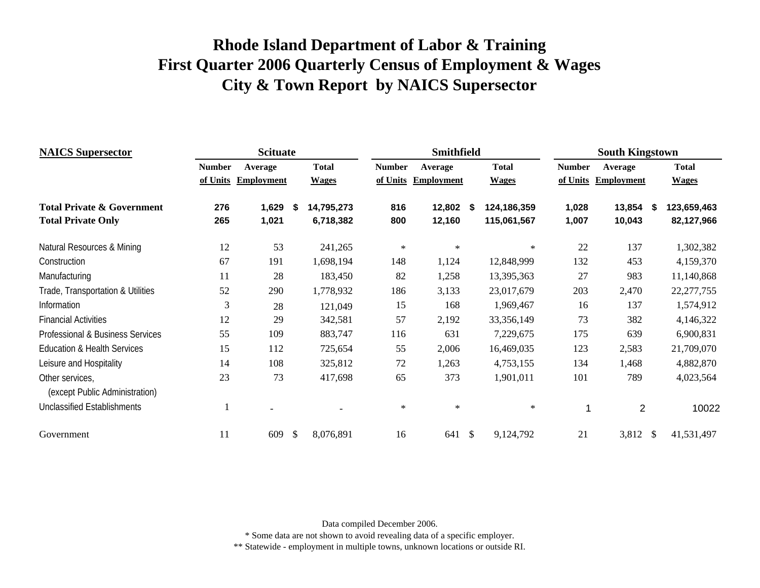# Rhode Island Department of Labor & Training
# First Quarter 2006 Quarterly Census of Employment & Wages
# City & Town Report by NAICS Supersector

| NAICS Supersector | Scituate | | | Smithfield | | | South Kingstown | | |
|---|---|---|---|---|---|---|---|---|---|
| | Number of Units | Average Employment | Total Wages | Number of Units | Average Employment | Total Wages | Number of Units | Average Employment | Total Wages |
| **Total Private & Government** | **276** | **1,629** | **$ 14,795,273** | **816** | **12,802** | **$ 124,186,359** | **1,028** | **13,854** | **$ 123,659,463** |
| **Total Private Only** | **265** | **1,021** | **6,718,382** | **800** | **12,160** | **115,061,567** | **1,007** | **10,043** | **82,127,966** |
| Natural Resources & Mining | 12 | 53 | 241,265 | * | * | * | 22 | 137 | 1,302,382 |
| Construction | 67 | 191 | 1,698,194 | 148 | 1,124 | 12,848,999 | 132 | 453 | 4,159,370 |
| Manufacturing | 11 | 28 | 183,450 | 82 | 1,258 | 13,395,363 | 27 | 983 | 11,140,868 |
| Trade, Transportation & Utilities | 52 | 290 | 1,778,932 | 186 | 3,133 | 23,017,679 | 203 | 2,470 | 22,277,755 |
| Information | 3 | 28 | 121,049 | 15 | 168 | 1,969,467 | 16 | 137 | 1,574,912 |
| Financial Activities | 12 | 29 | 342,581 | 57 | 2,192 | 33,356,149 | 73 | 382 | 4,146,322 |
| Professional & Business Services | 55 | 109 | 883,747 | 116 | 631 | 7,229,675 | 175 | 639 | 6,900,831 |
| Education & Health Services | 15 | 112 | 725,654 | 55 | 2,006 | 16,469,035 | 123 | 2,583 | 21,709,070 |
| Leisure and Hospitality | 14 | 108 | 325,812 | 72 | 1,263 | 4,753,155 | 134 | 1,468 | 4,882,870 |
| Other services, (except Public Administration) | 23 | 73 | 417,698 | 65 | 373 | 1,901,011 | 101 | 789 | 4,023,564 |
| Unclassified Establishments | 1 | - | - | * | * | * | 1 | 2 | 10022 |
| Government | 11 | 609 | $ 8,076,891 | 16 | 641 | $ 9,124,792 | 21 | 3,812 | $ 41,531,497 |

Data compiled December 2006.

* Some data are not shown to avoid revealing data of a specific employer.

** Statewide - employment in multiple towns, unknown locations or outside RI.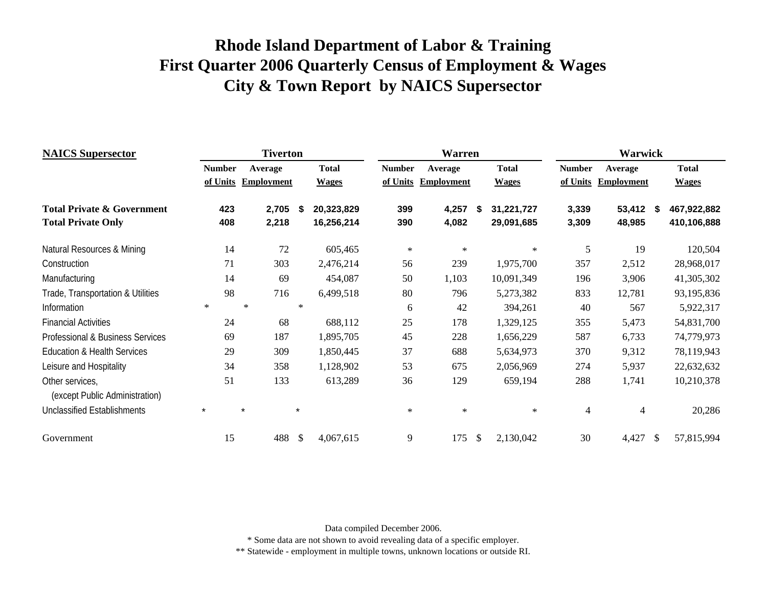# Rhode Island Department of Labor & Training
# First Quarter 2006 Quarterly Census of Employment & Wages
# City & Town Report by NAICS Supersector

| NAICS Supersector | Tiverton | | | Warren | | | Warwick | | |
|---|---|---|---|---|---|---|---|---|---|
| | Number of Units | Average Employment | Total Wages | Number of Units | Average Employment | Total Wages | Number of Units | Average Employment | Total Wages |
| **Total Private & Government** | **423** | **2,705** | **$ 20,323,829** | **399** | **4,257** | **$ 31,221,727** | **3,339** | **53,412** | **$ 467,922,882** |
| **Total Private Only** | **408** | **2,218** | **16,256,214** | **390** | **4,082** | **29,091,685** | **3,309** | **48,985** | **410,106,888** |
| Natural Resources & Mining | 14 | 72 | 605,465 | * | * | * | 5 | 19 | 120,504 |
| Construction | 71 | 303 | 2,476,214 | 56 | 239 | 1,975,700 | 357 | 2,512 | 28,968,017 |
| Manufacturing | 14 | 69 | 454,087 | 50 | 1,103 | 10,091,349 | 196 | 3,906 | 41,305,302 |
| Trade, Transportation & Utilities | 98 | 716 | 6,499,518 | 80 | 796 | 5,273,382 | 833 | 12,781 | 93,195,836 |
| Information | * | * | * | 6 | 42 | 394,261 | 40 | 567 | 5,922,317 |
| Financial Activities | 24 | 68 | 688,112 | 25 | 178 | 1,329,125 | 355 | 5,473 | 54,831,700 |
| Professional & Business Services | 69 | 187 | 1,895,705 | 45 | 228 | 1,656,229 | 587 | 6,733 | 74,779,973 |
| Education & Health Services | 29 | 309 | 1,850,445 | 37 | 688 | 5,634,973 | 370 | 9,312 | 78,119,943 |
| Leisure and Hospitality | 34 | 358 | 1,128,902 | 53 | 675 | 2,056,969 | 274 | 5,937 | 22,632,632 |
| Other services, (except Public Administration) | 51 | 133 | 613,289 | 36 | 129 | 659,194 | 288 | 1,741 | 10,210,378 |
| Unclassified Establishments | * | * | * | * | * | * | 4 | 4 | 20,286 |
| Government | 15 | 488 | $ 4,067,615 | 9 | 175 | $ 2,130,042 | 30 | 4,427 | $ 57,815,994 |

Data compiled December 2006.

\* Some data are not shown to avoid revealing data of a specific employer.

\*\* Statewide - employment in multiple towns, unknown locations or outside RI.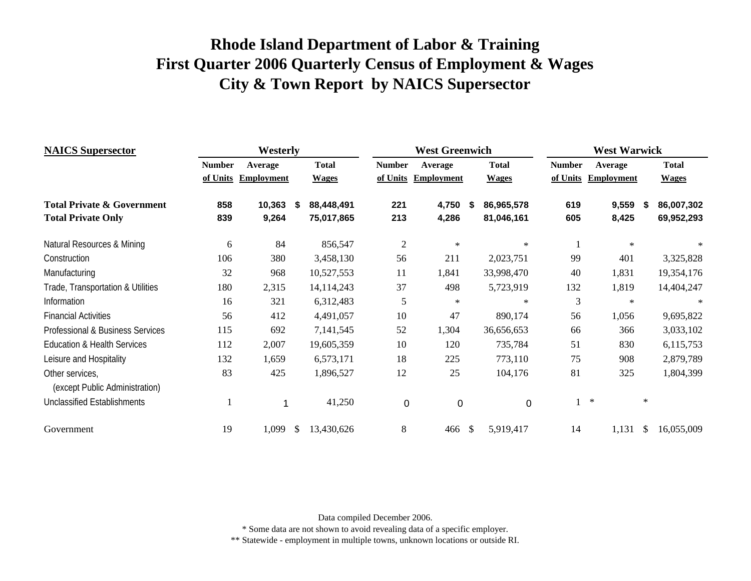# Rhode Island Department of Labor & Training
# First Quarter 2006 Quarterly Census of Employment & Wages
# City & Town Report by NAICS Supersector

| NAICS Supersector | Westerly | | | West Greenwich | | | West Warwick | | |
|---|---|---|---|---|---|---|---|---|---|
| | Number of Units | Average Employment | Total Wages | Number of Units | Average Employment | Total Wages | Number of Units | Average Employment | Total Wages |
| **Total Private & Government** | **858** | **10,363** | **$ 88,448,491** | **221** | **4,750** | **$ 86,965,578** | **619** | **9,559** | **$ 86,007,302** |
| **Total Private Only** | **839** | **9,264** | **75,017,865** | **213** | **4,286** | **81,046,161** | **605** | **8,425** | **69,952,293** |
| Natural Resources & Mining | 6 | 84 | 856,547 | 2 | * | * | 1 | * | * |
| Construction | 106 | 380 | 3,458,130 | 56 | 211 | 2,023,751 | 99 | 401 | 3,325,828 |
| Manufacturing | 32 | 968 | 10,527,553 | 11 | 1,841 | 33,998,470 | 40 | 1,831 | 19,354,176 |
| Trade, Transportation & Utilities | 180 | 2,315 | 14,114,243 | 37 | 498 | 5,723,919 | 132 | 1,819 | 14,404,247 |
| Information | 16 | 321 | 6,312,483 | 5 | * | * | 3 | * | * |
| Financial Activities | 56 | 412 | 4,491,057 | 10 | 47 | 890,174 | 56 | 1,056 | 9,695,822 |
| Professional & Business Services | 115 | 692 | 7,141,545 | 52 | 1,304 | 36,656,653 | 66 | 366 | 3,033,102 |
| Education & Health Services | 112 | 2,007 | 19,605,359 | 10 | 120 | 735,784 | 51 | 830 | 6,115,753 |
| Leisure and Hospitality | 132 | 1,659 | 6,573,171 | 18 | 225 | 773,110 | 75 | 908 | 2,879,789 |
| Other services, (except Public Administration) | 83 | 425 | 1,896,527 | 12 | 25 | 104,176 | 81 | 325 | 1,804,399 |
| Unclassified Establishments | 1 | 1 | 41,250 | 0 | 0 | 0 | 1 | * | * |
| Government | 19 | 1,099 | $ 13,430,626 | 8 | 466 | $ 5,919,417 | 14 | 1,131 | $ 16,055,009 |

Data compiled December 2006.

* Some data are not shown to avoid revealing data of a specific employer.

** Statewide - employment in multiple towns, unknown locations or outside RI.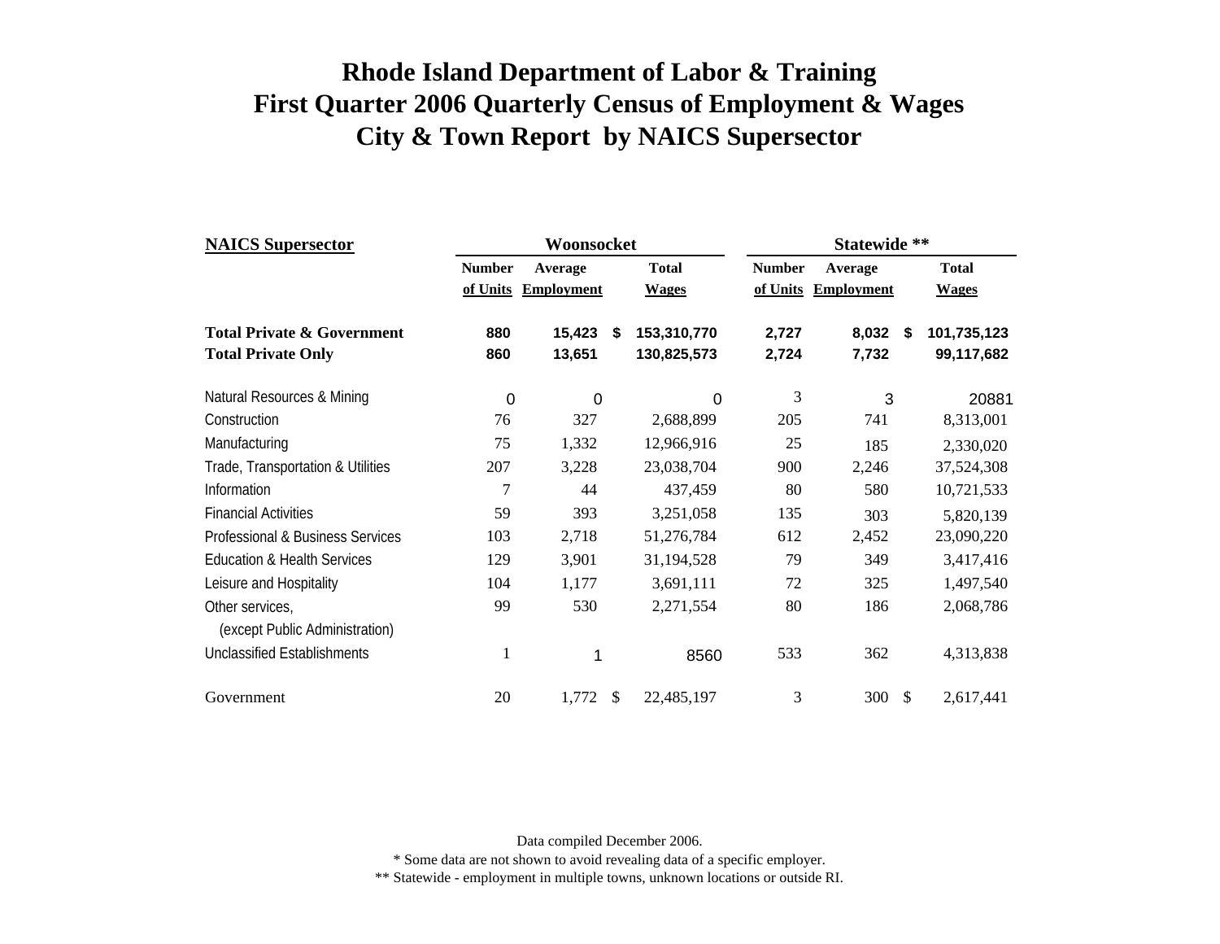# Rhode Island Department of Labor & Training
# First Quarter 2006 Quarterly Census of Employment & Wages
# City & Town Report by NAICS Supersector

| NAICS Supersector | Woonsocket | | | | Statewide ** | | | |
|---|---|---|---|---|---|---|---|---|
| | Number of Units | Average Employment | | Total Wages | Number of Units | Average Employment | | Total Wages |
| **Total Private & Government** | **880** | **15,423** | **$** | **153,310,770** | **2,727** | **8,032** | **$** | **101,735,123** |
| **Total Private Only** | **860** | **13,651** | | **130,825,573** | **2,724** | **7,732** | | **99,117,682** |
| Natural Resources & Mining | 0 | 0 | | 0 | 3 | 3 | | 20881 |
| Construction | 76 | 327 | | 2,688,899 | 205 | 741 | | 8,313,001 |
| Manufacturing | 75 | 1,332 | | 12,966,916 | 25 | 185 | | 2,330,020 |
| Trade, Transportation & Utilities | 207 | 3,228 | | 23,038,704 | 900 | 2,246 | | 37,524,308 |
| Information | 7 | 44 | | 437,459 | 80 | 580 | | 10,721,533 |
| Financial Activities | 59 | 393 | | 3,251,058 | 135 | 303 | | 5,820,139 |
| Professional & Business Services | 103 | 2,718 | | 51,276,784 | 612 | 2,452 | | 23,090,220 |
| Education & Health Services | 129 | 3,901 | | 31,194,528 | 79 | 349 | | 3,417,416 |
| Leisure and Hospitality | 104 | 1,177 | | 3,691,111 | 72 | 325 | | 1,497,540 |
| Other services, (except Public Administration) | 99 | 530 | | 2,271,554 | 80 | 186 | | 2,068,786 |
| Unclassified Establishments | 1 | 1 | | 8560 | 533 | 362 | | 4,313,838 |
| Government | 20 | 1,772 | $ | 22,485,197 | 3 | 300 | $ | 2,617,441 |

Data compiled December 2006.

* Some data are not shown to avoid revealing data of a specific employer.

** Statewide - employment in multiple towns, unknown locations or outside RI.